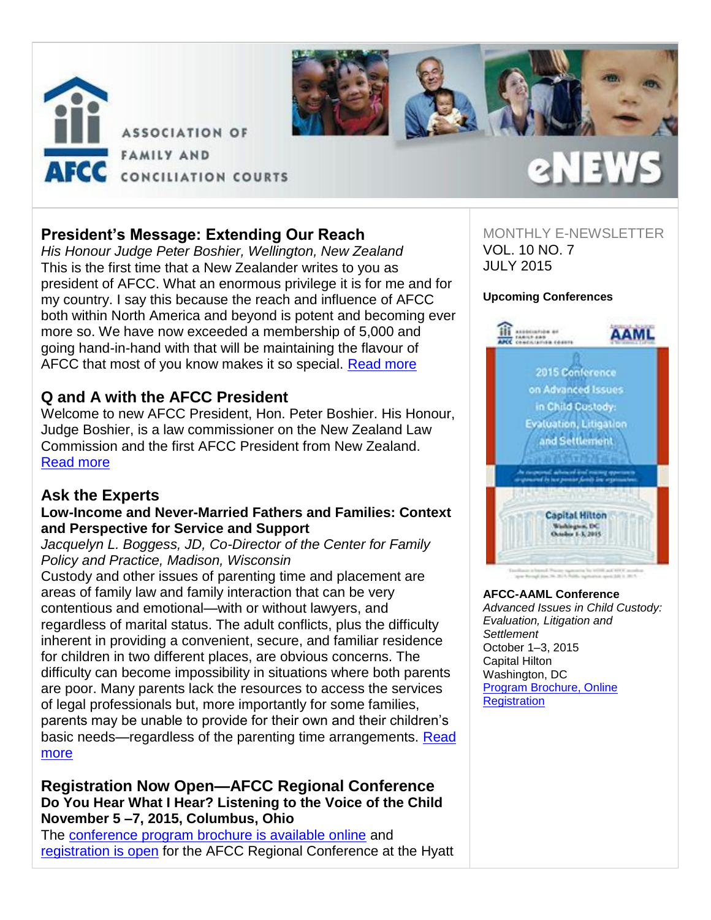# ASSOCIATION OF FAMILY AND CONCILIATION COURTS

## eNEWS

MONTHLY E-NEWSLETTER
VOL. 10 NO. 7
JULY 2015

## President's Message: Extending Our Reach

*His Honour Judge Peter Boshier, Wellington, New Zealand*

This is the first time that a New Zealander writes to you as president of AFCC. What an enormous privilege it is for me and for my country. I say this because the reach and influence of AFCC both within North America and beyond is potent and becoming ever more so. We have now exceeded a membership of 5,000 and going hand-in-hand with that will be maintaining the flavour of AFCC that most of you know makes it so special. Read more

## Q and A with the AFCC President

Welcome to new AFCC President, Hon. Peter Boshier. His Honour, Judge Boshier, is a law commissioner on the New Zealand Law Commission and the first AFCC President from New Zealand.
Read more

## Ask the Experts

### Low-Income and Never-Married Fathers and Families: Context and Perspective for Service and Support

*Jacquelyn L. Boggess, JD, Co-Director of the Center for Family Policy and Practice, Madison, Wisconsin*

Custody and other issues of parenting time and placement are areas of family law and family interaction that can be very contentious and emotional—with or without lawyers, and regardless of marital status. The adult conflicts, plus the difficulty inherent in providing a convenient, secure, and familiar residence for children in two different places, are obvious concerns. The difficulty can become impossibility in situations where both parents are poor. Many parents lack the resources to access the services of legal professionals but, more importantly for some families, parents may be unable to provide for their own and their children's basic needs—regardless of the parenting time arrangements. Read more

## Registration Now Open—AFCC Regional Conference

### Do You Hear What I Hear? Listening to the Voice of the Child November 5 –7, 2015, Columbus, Ohio

The conference program brochure is available online and registration is open for the AFCC Regional Conference at the Hyatt

### Upcoming Conferences

**AFCC-AAML Conference**
*Advanced Issues in Child Custody: Evaluation, Litigation and Settlement*
October 1–3, 2015
Capital Hilton
Washington, DC
Program Brochure, Online Registration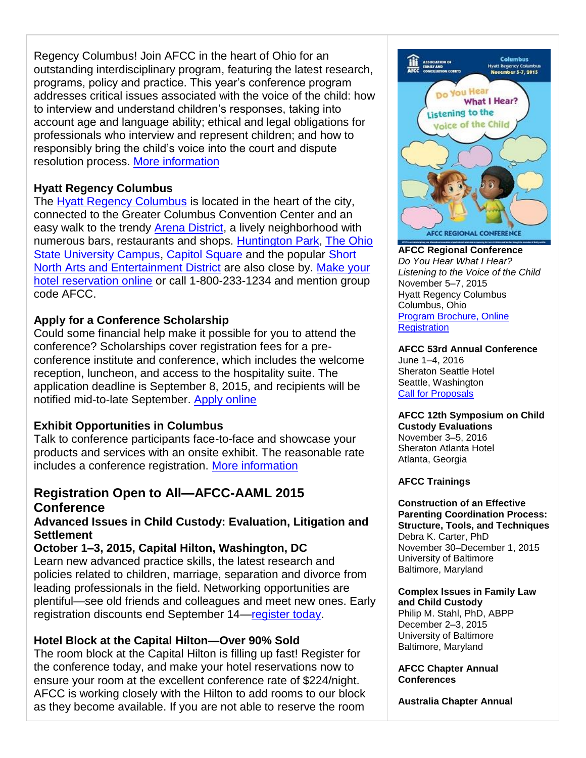Regency Columbus! Join AFCC in the heart of Ohio for an outstanding interdisciplinary program, featuring the latest research, programs, policy and practice. This year's conference program addresses critical issues associated with the voice of the child: how to interview and understand children's responses, taking into account age and language ability; ethical and legal obligations for professionals who interview and represent children; and how to responsibly bring the child's voice into the court and dispute resolution process. More information

**Hyatt Regency Columbus**
The Hyatt Regency Columbus is located in the heart of the city, connected to the Greater Columbus Convention Center and an easy walk to the trendy Arena District, a lively neighborhood with numerous bars, restaurants and shops. Huntington Park, The Ohio State University Campus, Capitol Square and the popular Short North Arts and Entertainment District are also close by. Make your hotel reservation online or call 1-800-233-1234 and mention group code AFCC.

**Apply for a Conference Scholarship**
Could some financial help make it possible for you to attend the conference? Scholarships cover registration fees for a pre-conference institute and conference, which includes the welcome reception, luncheon, and access to the hospitality suite. The application deadline is September 8, 2015, and recipients will be notified mid-to-late September. Apply online

**Exhibit Opportunities in Columbus**
Talk to conference participants face-to-face and showcase your products and services with an onsite exhibit. The reasonable rate includes a conference registration. More information

## Registration Open to All—AFCC-AAML 2015 Conference

**Advanced Issues in Child Custody: Evaluation, Litigation and Settlement**

**October 1–3, 2015, Capital Hilton, Washington, DC**
Learn new advanced practice skills, the latest research and policies related to children, marriage, separation and divorce from leading professionals in the field. Networking opportunities are plentiful—see old friends and colleagues and meet new ones. Early registration discounts end September 14—register today.

**Hotel Block at the Capital Hilton—Over 90% Sold**
The room block at the Capital Hilton is filling up fast! Register for the conference today, and make your hotel reservations now to ensure your room at the excellent conference rate of $224/night. AFCC is working closely with the Hilton to add rooms to our block as they become available. If you are not able to reserve the room

**AFCC Regional Conference**
*Do You Hear What I Hear? Listening to the Voice of the Child*
November 5–7, 2015
Hyatt Regency Columbus
Columbus, Ohio
Program Brochure, Online Registration

**AFCC 53rd Annual Conference**
June 1–4, 2016
Sheraton Seattle Hotel
Seattle, Washington
Call for Proposals

**AFCC 12th Symposium on Child Custody Evaluations**
November 3–5, 2016
Sheraton Atlanta Hotel
Atlanta, Georgia

**AFCC Trainings**

**Construction of an Effective Parenting Coordination Process: Structure, Tools, and Techniques**
Debra K. Carter, PhD
November 30–December 1, 2015
University of Baltimore
Baltimore, Maryland

**Complex Issues in Family Law and Child Custody**
Philip M. Stahl, PhD, ABPP
December 2–3, 2015
University of Baltimore
Baltimore, Maryland

**AFCC Chapter Annual Conferences**

**Australia Chapter Annual**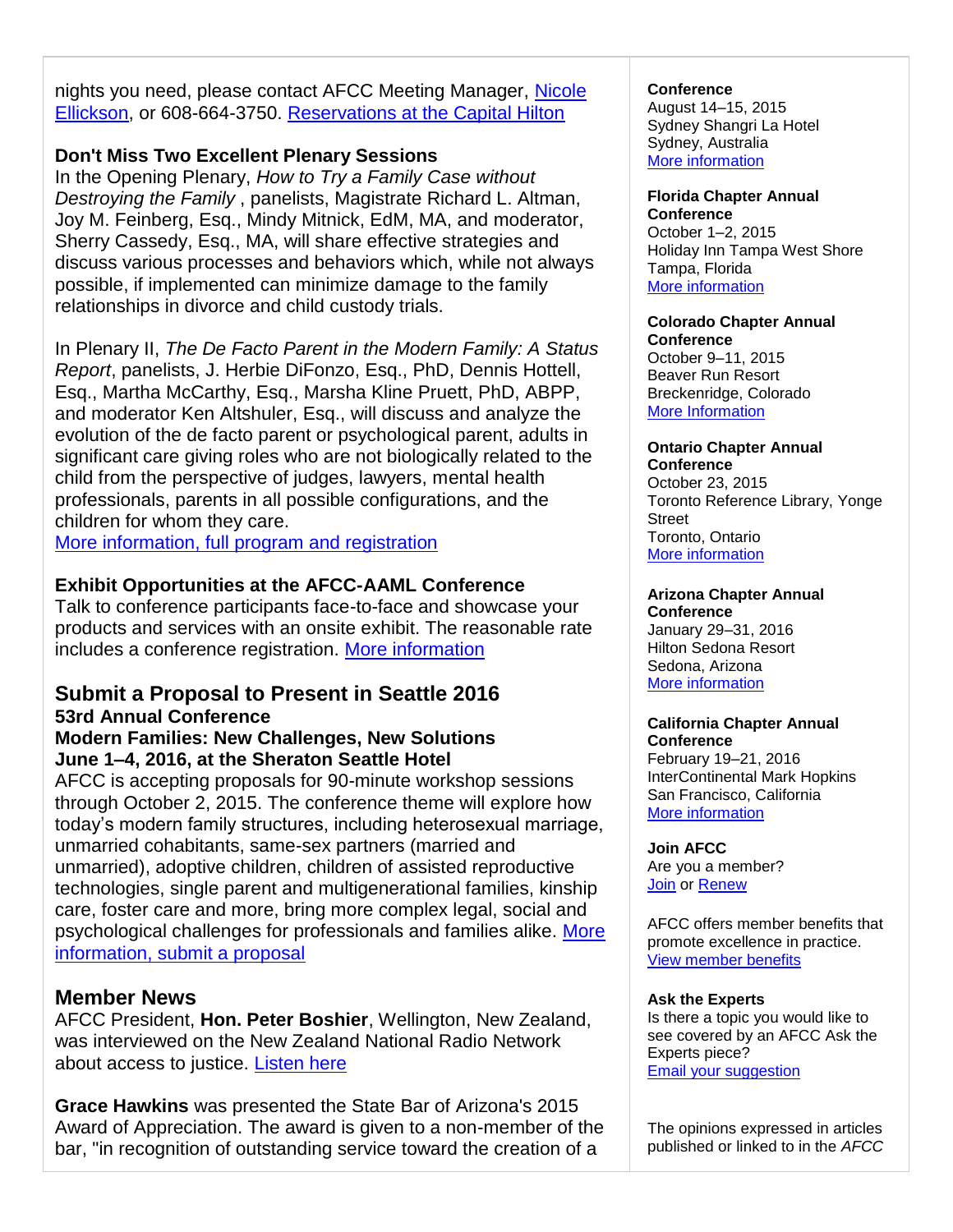nights you need, please contact AFCC Meeting Manager, Nicole Ellickson, or 608-664-3750. Reservations at the Capital Hilton

**Don't Miss Two Excellent Plenary Sessions**
In the Opening Plenary, *How to Try a Family Case without Destroying the Family* , panelists, Magistrate Richard L. Altman, Joy M. Feinberg, Esq., Mindy Mitnick, EdM, MA, and moderator, Sherry Cassedy, Esq., MA, will share effective strategies and discuss various processes and behaviors which, while not always possible, if implemented can minimize damage to the family relationships in divorce and child custody trials.

In Plenary II, *The De Facto Parent in the Modern Family: A Status Report*, panelists, J. Herbie DiFonzo, Esq., PhD, Dennis Hottell, Esq., Martha McCarthy, Esq., Marsha Kline Pruett, PhD, ABPP, and moderator Ken Altshuler, Esq., will discuss and analyze the evolution of the de facto parent or psychological parent, adults in significant care giving roles who are not biologically related to the child from the perspective of judges, lawyers, mental health professionals, parents in all possible configurations, and the children for whom they care.
More information, full program and registration

**Exhibit Opportunities at the AFCC-AAML Conference**
Talk to conference participants face-to-face and showcase your products and services with an onsite exhibit. The reasonable rate includes a conference registration. More information

## Submit a Proposal to Present in Seattle 2016

**53rd Annual Conference**
**Modern Families: New Challenges, New Solutions**
**June 1–4, 2016, at the Sheraton Seattle Hotel**
AFCC is accepting proposals for 90-minute workshop sessions through October 2, 2015. The conference theme will explore how today's modern family structures, including heterosexual marriage, unmarried cohabitants, same-sex partners (married and unmarried), adoptive children, children of assisted reproductive technologies, single parent and multigenerational families, kinship care, foster care and more, bring more complex legal, social and psychological challenges for professionals and families alike. More information, submit a proposal

## Member News

AFCC President, **Hon. Peter Boshier**, Wellington, New Zealand, was interviewed on the New Zealand National Radio Network about access to justice. Listen here

**Grace Hawkins** was presented the State Bar of Arizona's 2015 Award of Appreciation. The award is given to a non-member of the bar, "in recognition of outstanding service toward the creation of a

**Conference**
August 14–15, 2015
Sydney Shangri La Hotel
Sydney, Australia
More information

**Florida Chapter Annual Conference**
October 1–2, 2015
Holiday Inn Tampa West Shore
Tampa, Florida
More information

**Colorado Chapter Annual Conference**
October 9–11, 2015
Beaver Run Resort
Breckenridge, Colorado
More Information

**Ontario Chapter Annual Conference**
October 23, 2015
Toronto Reference Library, Yonge Street
Toronto, Ontario
More information

**Arizona Chapter Annual Conference**
January 29–31, 2016
Hilton Sedona Resort
Sedona, Arizona
More information

**California Chapter Annual Conference**
February 19–21, 2016
InterContinental Mark Hopkins
San Francisco, California
More information

**Join AFCC**
Are you a member?
Join or Renew

AFCC offers member benefits that promote excellence in practice.
View member benefits

**Ask the Experts**
Is there a topic you would like to see covered by an AFCC Ask the Experts piece?
Email your suggestion

The opinions expressed in articles published or linked to in the *AFCC*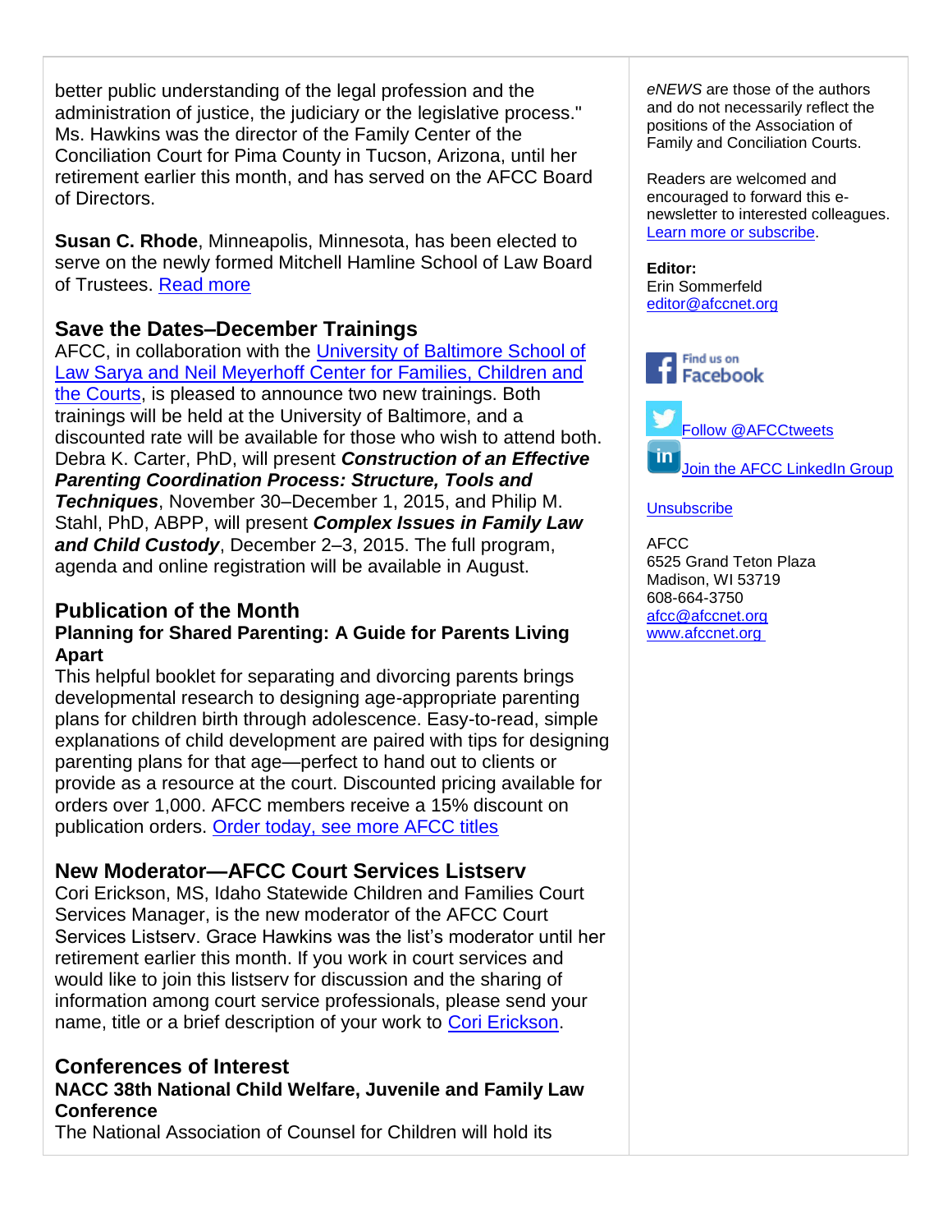better public understanding of the legal profession and the administration of justice, the judiciary or the legislative process." Ms. Hawkins was the director of the Family Center of the Conciliation Court for Pima County in Tucson, Arizona, until her retirement earlier this month, and has served on the AFCC Board of Directors.

**Susan C. Rhode**, Minneapolis, Minnesota, has been elected to serve on the newly formed Mitchell Hamline School of Law Board of Trustees. Read more

## Save the Dates–December Trainings

AFCC, in collaboration with the University of Baltimore School of Law Sarya and Neil Meyerhoff Center for Families, Children and the Courts, is pleased to announce two new trainings. Both trainings will be held at the University of Baltimore, and a discounted rate will be available for those who wish to attend both. Debra K. Carter, PhD, will present ***Construction of an Effective Parenting Coordination Process: Structure, Tools and Techniques***, November 30–December 1, 2015, and Philip M. Stahl, PhD, ABPP, will present ***Complex Issues in Family Law and Child Custody***, December 2–3, 2015. The full program, agenda and online registration will be available in August.

## Publication of the Month

### Planning for Shared Parenting: A Guide for Parents Living Apart

This helpful booklet for separating and divorcing parents brings developmental research to designing age-appropriate parenting plans for children birth through adolescence. Easy-to-read, simple explanations of child development are paired with tips for designing parenting plans for that age—perfect to hand out to clients or provide as a resource at the court. Discounted pricing available for orders over 1,000. AFCC members receive a 15% discount on publication orders. Order today, see more AFCC titles

## New Moderator—AFCC Court Services Listserv

Cori Erickson, MS, Idaho Statewide Children and Families Court Services Manager, is the new moderator of the AFCC Court Services Listserv. Grace Hawkins was the list's moderator until her retirement earlier this month. If you work in court services and would like to join this listserv for discussion and the sharing of information among court service professionals, please send your name, title or a brief description of your work to Cori Erickson.

## Conferences of Interest

### NACC 38th National Child Welfare, Juvenile and Family Law Conference

The National Association of Counsel for Children will hold its

*eNEWS* are those of the authors and do not necessarily reflect the positions of the Association of Family and Conciliation Courts.

Readers are welcomed and encouraged to forward this e-newsletter to interested colleagues. Learn more or subscribe.

**Editor:**
Erin Sommerfeld
editor@afccnet.org

Find us on Facebook

Follow @AFCCtweets

Join the AFCC LinkedIn Group

Unsubscribe

AFCC
6525 Grand Teton Plaza
Madison, WI 53719
608-664-3750
afcc@afccnet.org
www.afccnet.org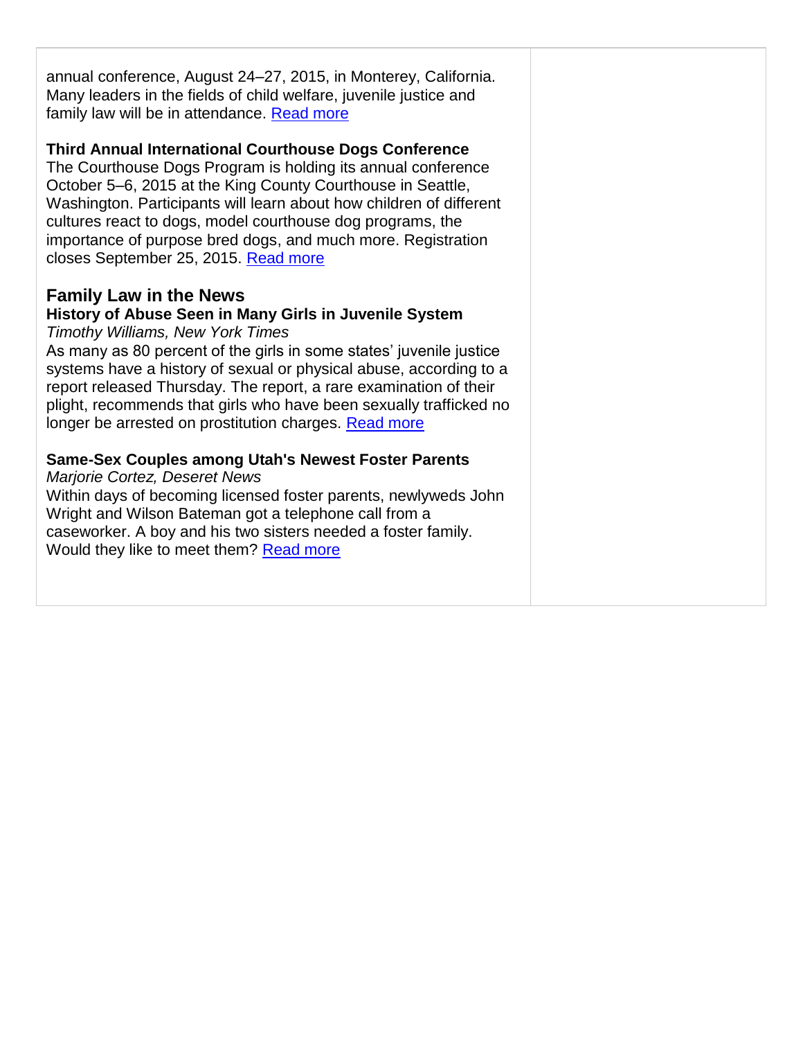annual conference, August 24–27, 2015, in Monterey, California. Many leaders in the fields of child welfare, juvenile justice and family law will be in attendance. Read more

**Third Annual International Courthouse Dogs Conference**
The Courthouse Dogs Program is holding its annual conference October 5–6, 2015 at the King County Courthouse in Seattle, Washington. Participants will learn about how children of different cultures react to dogs, model courthouse dog programs, the importance of purpose bred dogs, and much more. Registration closes September 25, 2015. Read more

## Family Law in the News

**History of Abuse Seen in Many Girls in Juvenile System**
*Timothy Williams, New York Times*
As many as 80 percent of the girls in some states' juvenile justice systems have a history of sexual or physical abuse, according to a report released Thursday. The report, a rare examination of their plight, recommends that girls who have been sexually trafficked no longer be arrested on prostitution charges. Read more

**Same-Sex Couples among Utah's Newest Foster Parents**
*Marjorie Cortez, Deseret News*
Within days of becoming licensed foster parents, newlyweds John Wright and Wilson Bateman got a telephone call from a caseworker. A boy and his two sisters needed a foster family. Would they like to meet them? Read more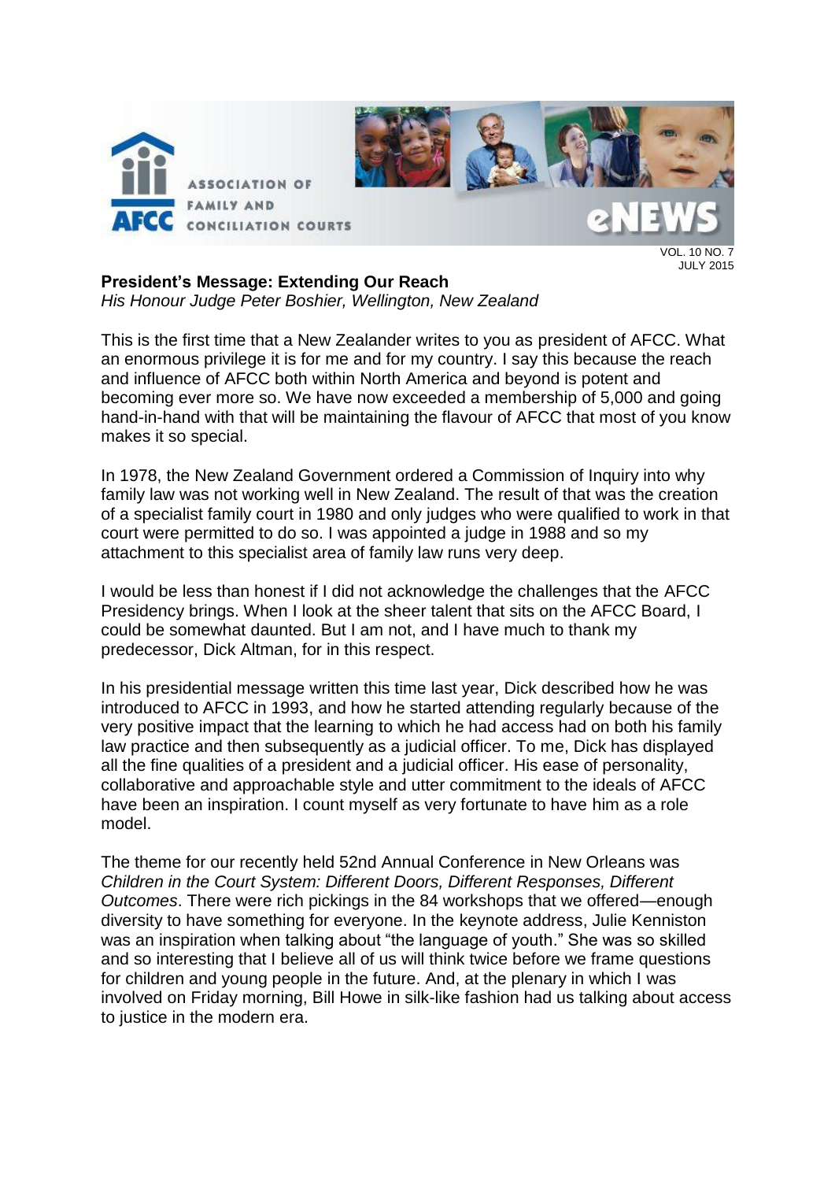**President's Message: Extending Our Reach**

*His Honour Judge Peter Boshier, Wellington, New Zealand*

This is the first time that a New Zealander writes to you as president of AFCC. What an enormous privilege it is for me and for my country. I say this because the reach and influence of AFCC both within North America and beyond is potent and becoming ever more so. We have now exceeded a membership of 5,000 and going hand-in-hand with that will be maintaining the flavour of AFCC that most of you know makes it so special.

In 1978, the New Zealand Government ordered a Commission of Inquiry into why family law was not working well in New Zealand. The result of that was the creation of a specialist family court in 1980 and only judges who were qualified to work in that court were permitted to do so. I was appointed a judge in 1988 and so my attachment to this specialist area of family law runs very deep.

I would be less than honest if I did not acknowledge the challenges that the AFCC Presidency brings. When I look at the sheer talent that sits on the AFCC Board, I could be somewhat daunted. But I am not, and I have much to thank my predecessor, Dick Altman, for in this respect.

In his presidential message written this time last year, Dick described how he was introduced to AFCC in 1993, and how he started attending regularly because of the very positive impact that the learning to which he had access had on both his family law practice and then subsequently as a judicial officer. To me, Dick has displayed all the fine qualities of a president and a judicial officer. His ease of personality, collaborative and approachable style and utter commitment to the ideals of AFCC have been an inspiration. I count myself as very fortunate to have him as a role model.

The theme for our recently held 52nd Annual Conference in New Orleans was *Children in the Court System: Different Doors, Different Responses, Different Outcomes*. There were rich pickings in the 84 workshops that we offered—enough diversity to have something for everyone. In the keynote address, Julie Kenniston was an inspiration when talking about "the language of youth." She was so skilled and so interesting that I believe all of us will think twice before we frame questions for children and young people in the future. And, at the plenary in which I was involved on Friday morning, Bill Howe in silk-like fashion had us talking about access to justice in the modern era.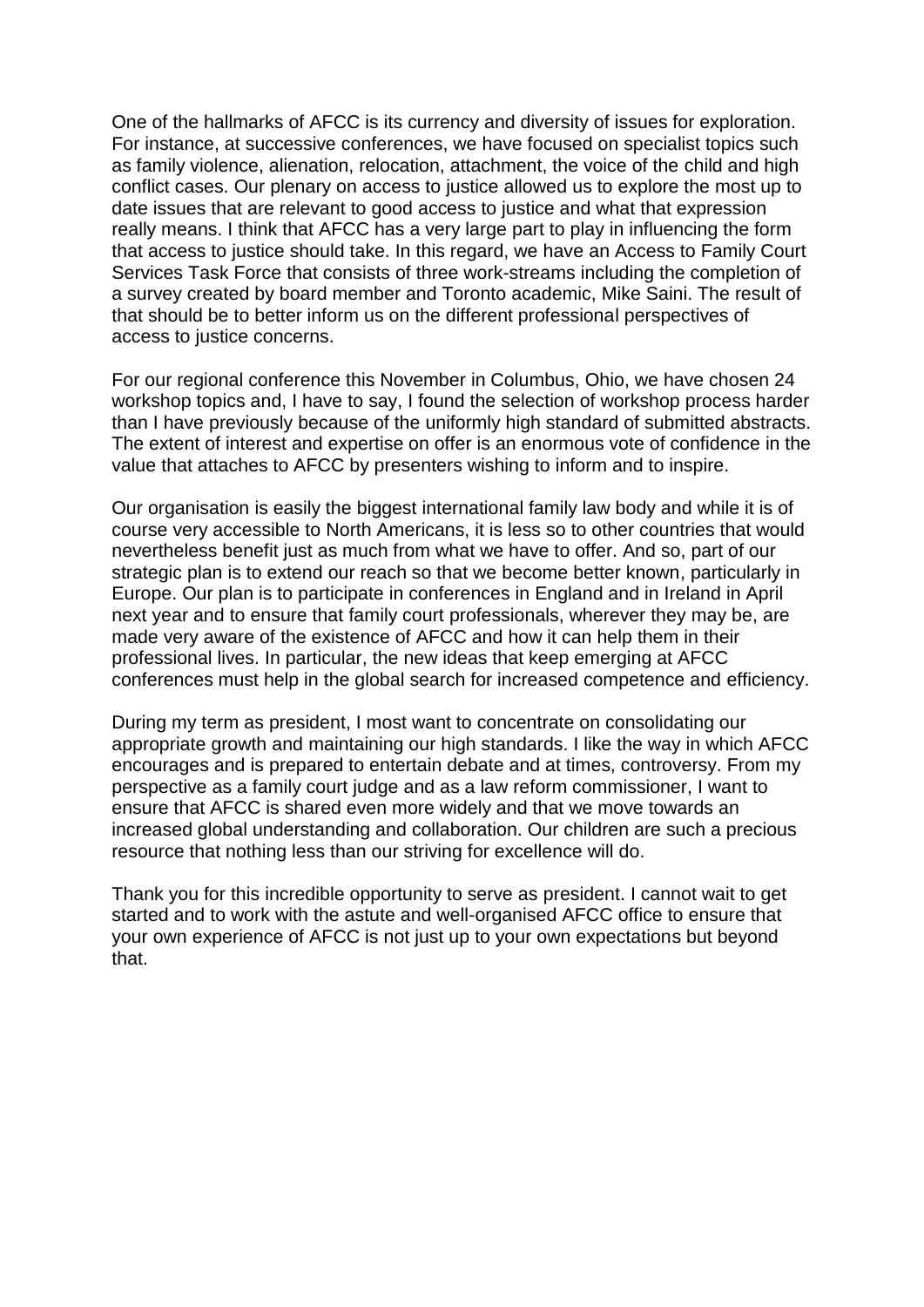One of the hallmarks of AFCC is its currency and diversity of issues for exploration. For instance, at successive conferences, we have focused on specialist topics such as family violence, alienation, relocation, attachment, the voice of the child and high conflict cases. Our plenary on access to justice allowed us to explore the most up to date issues that are relevant to good access to justice and what that expression really means. I think that AFCC has a very large part to play in influencing the form that access to justice should take. In this regard, we have an Access to Family Court Services Task Force that consists of three work-streams including the completion of a survey created by board member and Toronto academic, Mike Saini. The result of that should be to better inform us on the different professional perspectives of access to justice concerns.

For our regional conference this November in Columbus, Ohio, we have chosen 24 workshop topics and, I have to say, I found the selection of workshop process harder than I have previously because of the uniformly high standard of submitted abstracts. The extent of interest and expertise on offer is an enormous vote of confidence in the value that attaches to AFCC by presenters wishing to inform and to inspire.

Our organisation is easily the biggest international family law body and while it is of course very accessible to North Americans, it is less so to other countries that would nevertheless benefit just as much from what we have to offer. And so, part of our strategic plan is to extend our reach so that we become better known, particularly in Europe. Our plan is to participate in conferences in England and in Ireland in April next year and to ensure that family court professionals, wherever they may be, are made very aware of the existence of AFCC and how it can help them in their professional lives. In particular, the new ideas that keep emerging at AFCC conferences must help in the global search for increased competence and efficiency.

During my term as president, I most want to concentrate on consolidating our appropriate growth and maintaining our high standards. I like the way in which AFCC encourages and is prepared to entertain debate and at times, controversy. From my perspective as a family court judge and as a law reform commissioner, I want to ensure that AFCC is shared even more widely and that we move towards an increased global understanding and collaboration. Our children are such a precious resource that nothing less than our striving for excellence will do.

Thank you for this incredible opportunity to serve as president. I cannot wait to get started and to work with the astute and well-organised AFCC office to ensure that your own experience of AFCC is not just up to your own expectations but beyond that.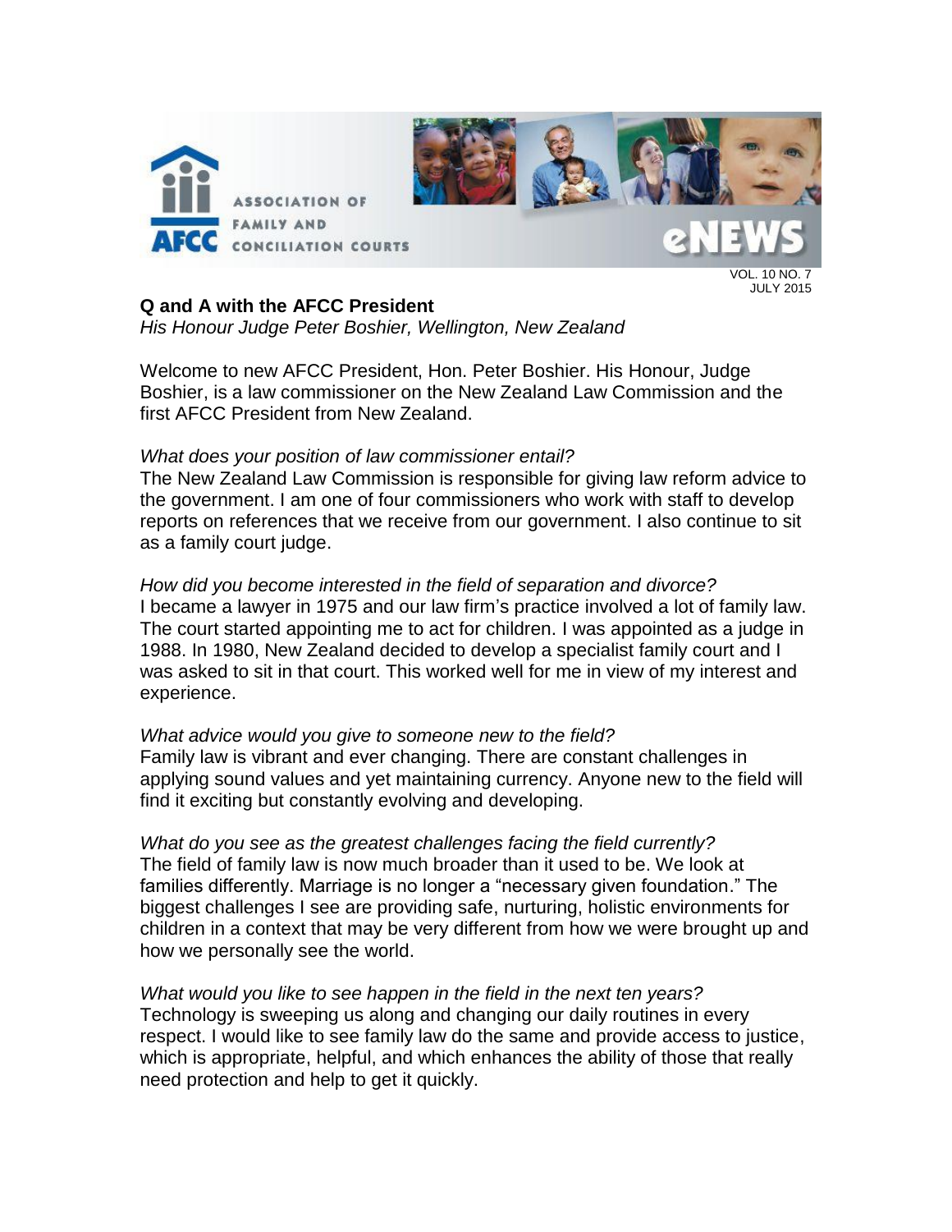## Q and A with the AFCC President

*His Honour Judge Peter Boshier, Wellington, New Zealand*

Welcome to new AFCC President, Hon. Peter Boshier. His Honour, Judge Boshier, is a law commissioner on the New Zealand Law Commission and the first AFCC President from New Zealand.

*What does your position of law commissioner entail?*
The New Zealand Law Commission is responsible for giving law reform advice to the government. I am one of four commissioners who work with staff to develop reports on references that we receive from our government. I also continue to sit as a family court judge.

*How did you become interested in the field of separation and divorce?*
I became a lawyer in 1975 and our law firm's practice involved a lot of family law. The court started appointing me to act for children. I was appointed as a judge in 1988. In 1980, New Zealand decided to develop a specialist family court and I was asked to sit in that court. This worked well for me in view of my interest and experience.

*What advice would you give to someone new to the field?*
Family law is vibrant and ever changing. There are constant challenges in applying sound values and yet maintaining currency. Anyone new to the field will find it exciting but constantly evolving and developing.

*What do you see as the greatest challenges facing the field currently?*
The field of family law is now much broader than it used to be. We look at families differently. Marriage is no longer a "necessary given foundation." The biggest challenges I see are providing safe, nurturing, holistic environments for children in a context that may be very different from how we were brought up and how we personally see the world.

*What would you like to see happen in the field in the next ten years?*
Technology is sweeping us along and changing our daily routines in every respect. I would like to see family law do the same and provide access to justice, which is appropriate, helpful, and which enhances the ability of those that really need protection and help to get it quickly.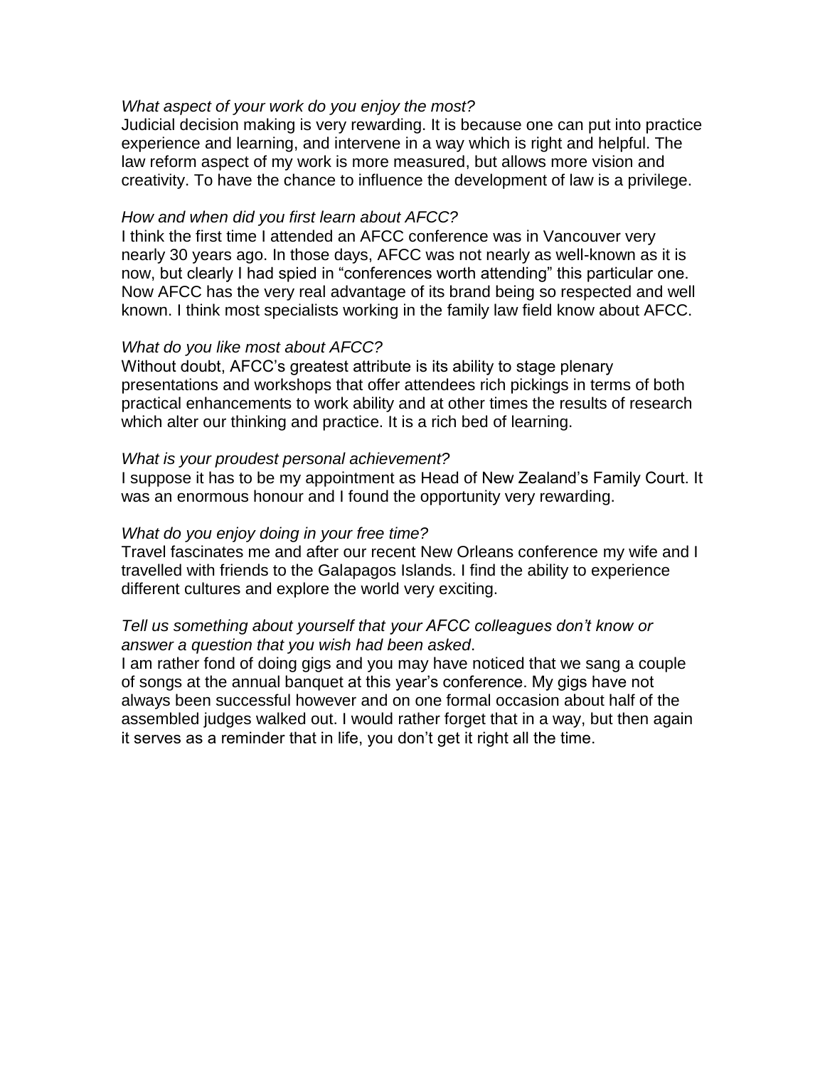*What aspect of your work do you enjoy the most?*
Judicial decision making is very rewarding. It is because one can put into practice experience and learning, and intervene in a way which is right and helpful. The law reform aspect of my work is more measured, but allows more vision and creativity. To have the chance to influence the development of law is a privilege.

*How and when did you first learn about AFCC?*
I think the first time I attended an AFCC conference was in Vancouver very nearly 30 years ago. In those days, AFCC was not nearly as well-known as it is now, but clearly I had spied in "conferences worth attending" this particular one. Now AFCC has the very real advantage of its brand being so respected and well known. I think most specialists working in the family law field know about AFCC.

*What do you like most about AFCC?*
Without doubt, AFCC's greatest attribute is its ability to stage plenary presentations and workshops that offer attendees rich pickings in terms of both practical enhancements to work ability and at other times the results of research which alter our thinking and practice. It is a rich bed of learning.

*What is your proudest personal achievement?*
I suppose it has to be my appointment as Head of New Zealand's Family Court. It was an enormous honour and I found the opportunity very rewarding.

*What do you enjoy doing in your free time?*
Travel fascinates me and after our recent New Orleans conference my wife and I travelled with friends to the Galapagos Islands. I find the ability to experience different cultures and explore the world very exciting.

*Tell us something about yourself that your AFCC colleagues don't know or answer a question that you wish had been asked*.
I am rather fond of doing gigs and you may have noticed that we sang a couple of songs at the annual banquet at this year's conference. My gigs have not always been successful however and on one formal occasion about half of the assembled judges walked out. I would rather forget that in a way, but then again it serves as a reminder that in life, you don't get it right all the time.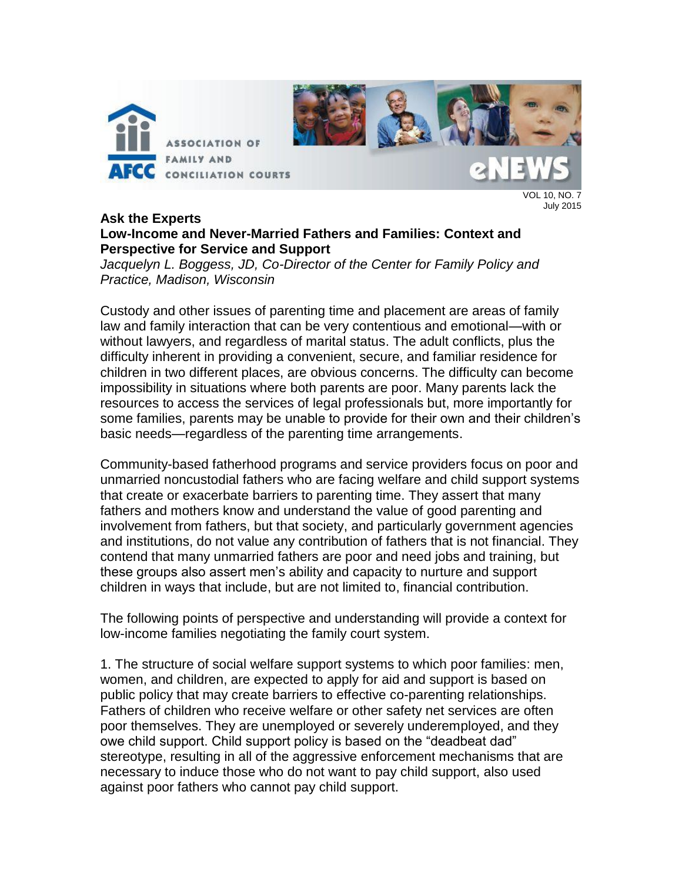VOL 10, NO. 7
July 2015

## Ask the Experts

### Low-Income and Never-Married Fathers and Families: Context and Perspective for Service and Support

*Jacquelyn L. Boggess, JD, Co-Director of the Center for Family Policy and Practice, Madison, Wisconsin*

Custody and other issues of parenting time and placement are areas of family law and family interaction that can be very contentious and emotional—with or without lawyers, and regardless of marital status. The adult conflicts, plus the difficulty inherent in providing a convenient, secure, and familiar residence for children in two different places, are obvious concerns. The difficulty can become impossibility in situations where both parents are poor. Many parents lack the resources to access the services of legal professionals but, more importantly for some families, parents may be unable to provide for their own and their children's basic needs—regardless of the parenting time arrangements.

Community-based fatherhood programs and service providers focus on poor and unmarried noncustodial fathers who are facing welfare and child support systems that create or exacerbate barriers to parenting time. They assert that many fathers and mothers know and understand the value of good parenting and involvement from fathers, but that society, and particularly government agencies and institutions, do not value any contribution of fathers that is not financial. They contend that many unmarried fathers are poor and need jobs and training, but these groups also assert men's ability and capacity to nurture and support children in ways that include, but are not limited to, financial contribution.

The following points of perspective and understanding will provide a context for low-income families negotiating the family court system.

1. The structure of social welfare support systems to which poor families: men, women, and children, are expected to apply for aid and support is based on public policy that may create barriers to effective co-parenting relationships. Fathers of children who receive welfare or other safety net services are often poor themselves. They are unemployed or severely underemployed, and they owe child support. Child support policy is based on the "deadbeat dad" stereotype, resulting in all of the aggressive enforcement mechanisms that are necessary to induce those who do not want to pay child support, also used against poor fathers who cannot pay child support.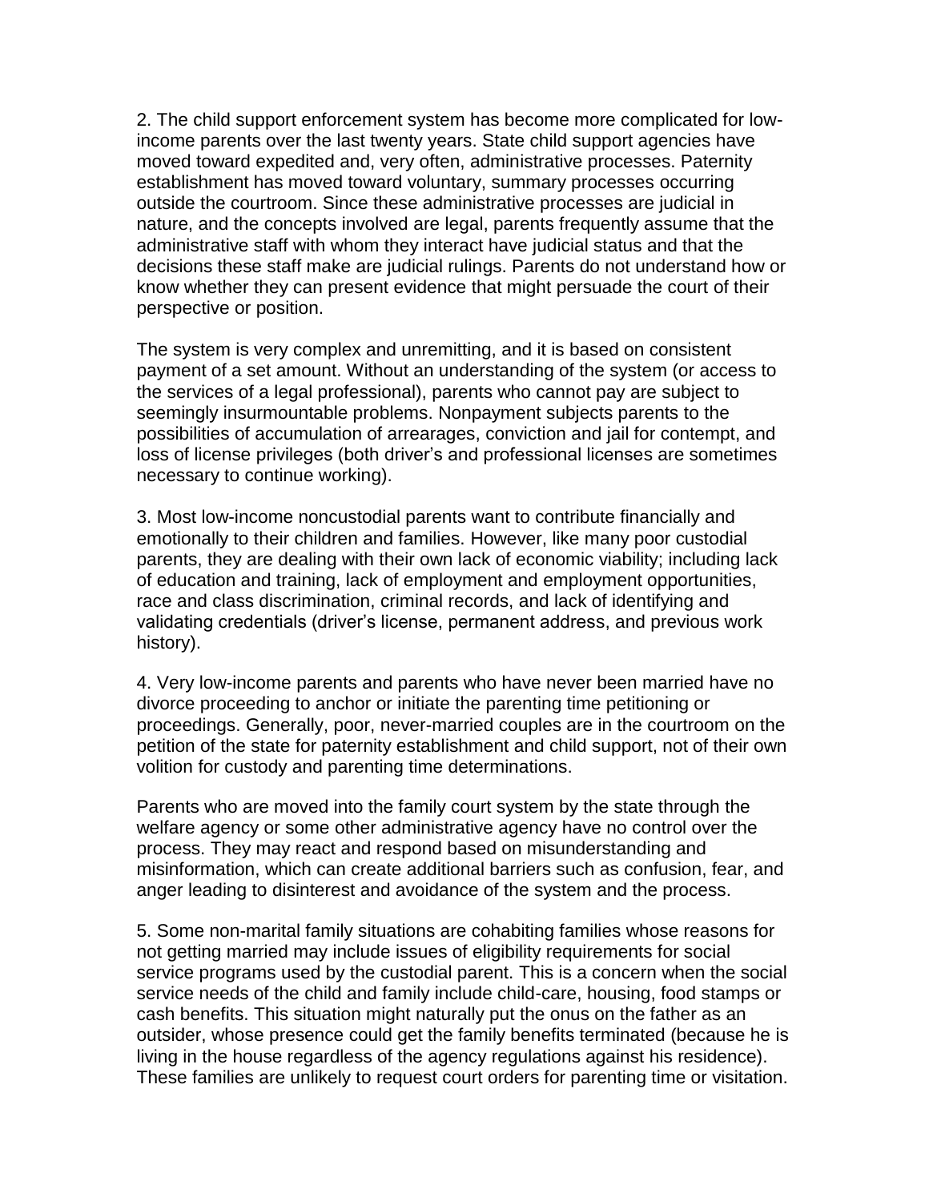2. The child support enforcement system has become more complicated for low-income parents over the last twenty years. State child support agencies have moved toward expedited and, very often, administrative processes. Paternity establishment has moved toward voluntary, summary processes occurring outside the courtroom. Since these administrative processes are judicial in nature, and the concepts involved are legal, parents frequently assume that the administrative staff with whom they interact have judicial status and that the decisions these staff make are judicial rulings. Parents do not understand how or know whether they can present evidence that might persuade the court of their perspective or position.

The system is very complex and unremitting, and it is based on consistent payment of a set amount. Without an understanding of the system (or access to the services of a legal professional), parents who cannot pay are subject to seemingly insurmountable problems. Nonpayment subjects parents to the possibilities of accumulation of arrearages, conviction and jail for contempt, and loss of license privileges (both driver's and professional licenses are sometimes necessary to continue working).

3. Most low-income noncustodial parents want to contribute financially and emotionally to their children and families. However, like many poor custodial parents, they are dealing with their own lack of economic viability; including lack of education and training, lack of employment and employment opportunities, race and class discrimination, criminal records, and lack of identifying and validating credentials (driver's license, permanent address, and previous work history).

4. Very low-income parents and parents who have never been married have no divorce proceeding to anchor or initiate the parenting time petitioning or proceedings. Generally, poor, never-married couples are in the courtroom on the petition of the state for paternity establishment and child support, not of their own volition for custody and parenting time determinations.

Parents who are moved into the family court system by the state through the welfare agency or some other administrative agency have no control over the process. They may react and respond based on misunderstanding and misinformation, which can create additional barriers such as confusion, fear, and anger leading to disinterest and avoidance of the system and the process.

5. Some non-marital family situations are cohabiting families whose reasons for not getting married may include issues of eligibility requirements for social service programs used by the custodial parent. This is a concern when the social service needs of the child and family include child-care, housing, food stamps or cash benefits. This situation might naturally put the onus on the father as an outsider, whose presence could get the family benefits terminated (because he is living in the house regardless of the agency regulations against his residence). These families are unlikely to request court orders for parenting time or visitation.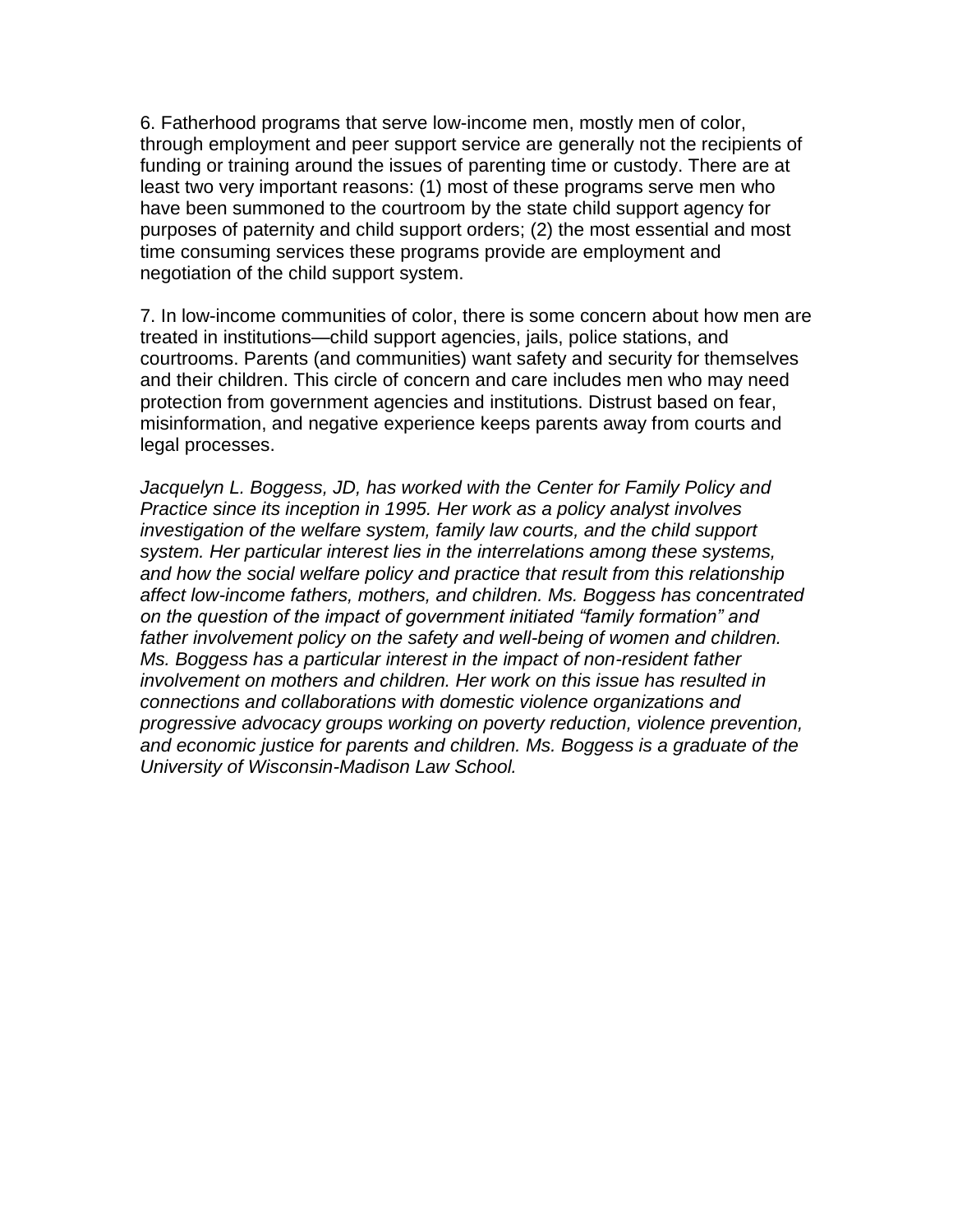6. Fatherhood programs that serve low-income men, mostly men of color, through employment and peer support service are generally not the recipients of funding or training around the issues of parenting time or custody. There are at least two very important reasons: (1) most of these programs serve men who have been summoned to the courtroom by the state child support agency for purposes of paternity and child support orders; (2) the most essential and most time consuming services these programs provide are employment and negotiation of the child support system.

7. In low-income communities of color, there is some concern about how men are treated in institutions—child support agencies, jails, police stations, and courtrooms. Parents (and communities) want safety and security for themselves and their children. This circle of concern and care includes men who may need protection from government agencies and institutions. Distrust based on fear, misinformation, and negative experience keeps parents away from courts and legal processes.

*Jacquelyn L. Boggess, JD, has worked with the Center for Family Policy and Practice since its inception in 1995. Her work as a policy analyst involves investigation of the welfare system, family law courts, and the child support system. Her particular interest lies in the interrelations among these systems, and how the social welfare policy and practice that result from this relationship affect low-income fathers, mothers, and children. Ms. Boggess has concentrated on the question of the impact of government initiated "family formation" and father involvement policy on the safety and well-being of women and children. Ms. Boggess has a particular interest in the impact of non-resident father involvement on mothers and children. Her work on this issue has resulted in connections and collaborations with domestic violence organizations and progressive advocacy groups working on poverty reduction, violence prevention, and economic justice for parents and children. Ms. Boggess is a graduate of the University of Wisconsin-Madison Law School.*